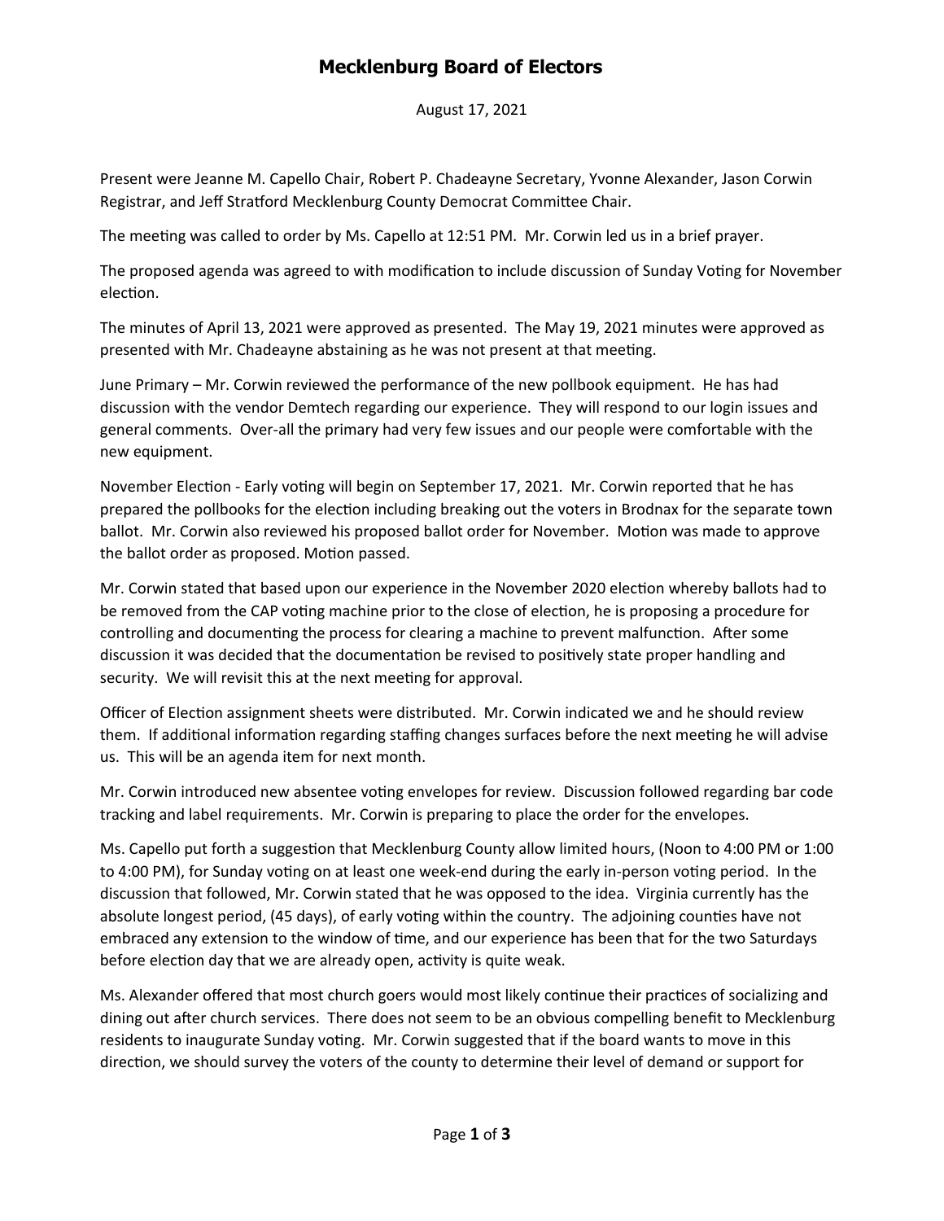# Mecklenburg Board of Electors

August 17, 2021

Present were Jeanne M. Capello Chair, Robert P. Chadeayne Secretary, Yvonne Alexander, Jason Corwin Registrar, and Jeff Stratford Mecklenburg County Democrat Committee Chair.

The meeting was called to order by Ms. Capello at 12:51 PM. Mr. Corwin led us in a brief prayer.

The proposed agenda was agreed to with modification to include discussion of Sunday Voting for November election.

The minutes of April 13, 2021 were approved as presented. The May 19, 2021 minutes were approved as presented with Mr. Chadeayne abstaining as he was not present at that meeting.

June Primary – Mr. Corwin reviewed the performance of the new pollbook equipment. He has had discussion with the vendor Demtech regarding our experience. They will respond to our login issues and general comments. Over-all the primary had very few issues and our people were comfortable with the new equipment.

November Election - Early voting will begin on September 17, 2021. Mr. Corwin reported that he has prepared the pollbooks for the election including breaking out the voters in Brodnax for the separate town ballot. Mr. Corwin also reviewed his proposed ballot order for November. Motion was made to approve the ballot order as proposed. Motion passed.

Mr. Corwin stated that based upon our experience in the November 2020 election whereby ballots had to be removed from the CAP voting machine prior to the close of election, he is proposing a procedure for controlling and documenting the process for clearing a machine to prevent malfunction. After some discussion it was decided that the documentation be revised to positively state proper handling and security. We will revisit this at the next meeting for approval.

Officer of Election assignment sheets were distributed. Mr. Corwin indicated we and he should review them. If additional information regarding staffing changes surfaces before the next meeting he will advise us. This will be an agenda item for next month.

Mr. Corwin introduced new absentee voting envelopes for review. Discussion followed regarding bar code tracking and label requirements. Mr. Corwin is preparing to place the order for the envelopes.

Ms. Capello put forth a suggestion that Mecklenburg County allow limited hours, (Noon to 4:00 PM or 1:00 to 4:00 PM), for Sunday voting on at least one week-end during the early in-person voting period. In the discussion that followed, Mr. Corwin stated that he was opposed to the idea. Virginia currently has the absolute longest period, (45 days), of early voting within the country. The adjoining counties have not embraced any extension to the window of time, and our experience has been that for the two Saturdays before election day that we are already open, activity is quite weak.

Ms. Alexander offered that most church goers would most likely continue their practices of socializing and dining out after church services. There does not seem to be an obvious compelling benefit to Mecklenburg residents to inaugurate Sunday voting. Mr. Corwin suggested that if the board wants to move in this direction, we should survey the voters of the county to determine their level of demand or support for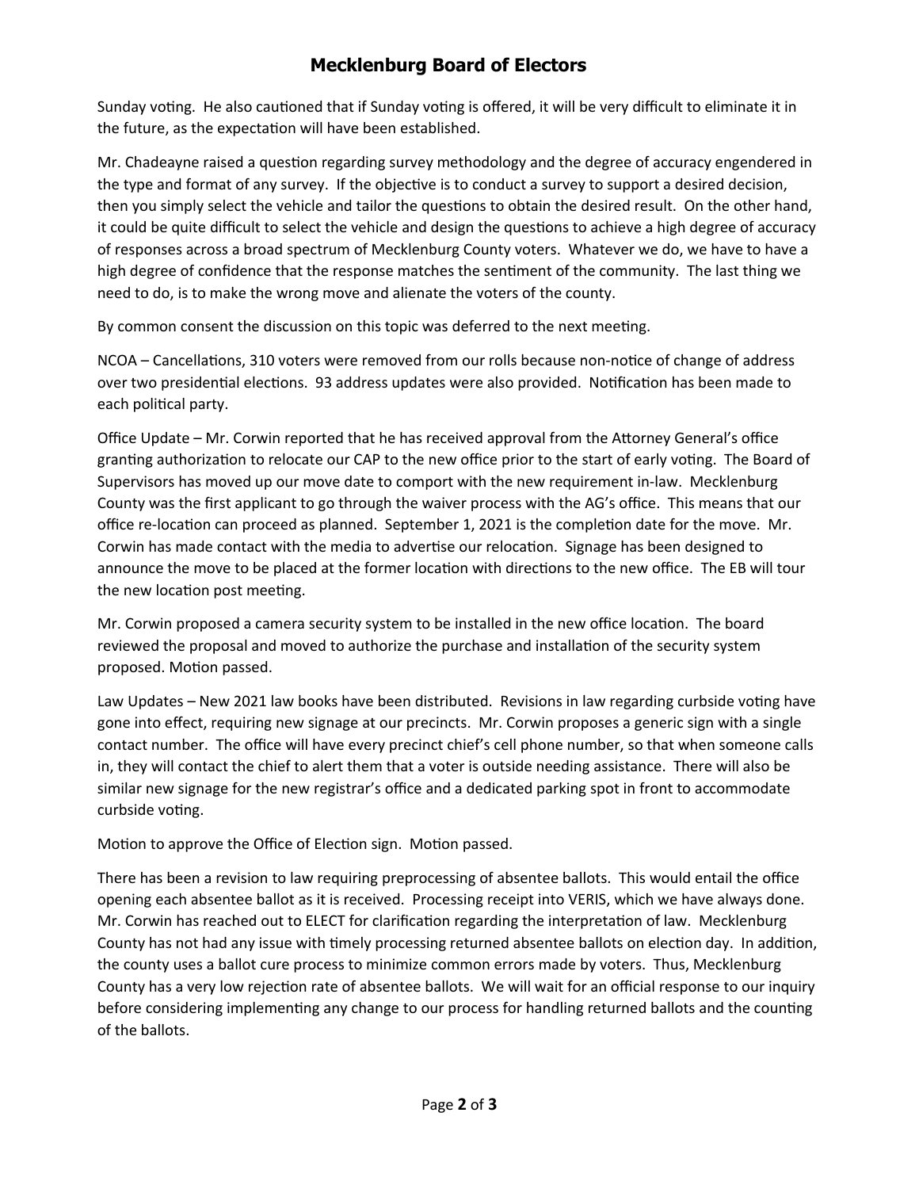Sunday voting. He also cautioned that if Sunday voting is offered, it will be very difficult to eliminate it in the future, as the expectation will have been established.

Mr. Chadeayne raised a question regarding survey methodology and the degree of accuracy engendered in the type and format of any survey. If the objective is to conduct a survey to support a desired decision, then you simply select the vehicle and tailor the questions to obtain the desired result. On the other hand, it could be quite difficult to select the vehicle and design the questions to achieve a high degree of accuracy of responses across a broad spectrum of Mecklenburg County voters. Whatever we do, we have to have a high degree of confidence that the response matches the sentiment of the community. The last thing we need to do, is to make the wrong move and alienate the voters of the county.

By common consent the discussion on this topic was deferred to the next meeting.

NCOA – Cancellations, 310 voters were removed from our rolls because non-notice of change of address over two presidential elections. 93 address updates were also provided. Notification has been made to each political party.

Office Update – Mr. Corwin reported that he has received approval from the Attorney General's office granting authorization to relocate our CAP to the new office prior to the start of early voting. The Board of Supervisors has moved up our move date to comport with the new requirement in-law. Mecklenburg County was the first applicant to go through the waiver process with the AG's office. This means that our office re-location can proceed as planned. September 1, 2021 is the completion date for the move. Mr. Corwin has made contact with the media to advertise our relocation. Signage has been designed to announce the move to be placed at the former location with directions to the new office. The EB will tour the new location post meeting.

Mr. Corwin proposed a camera security system to be installed in the new office location. The board reviewed the proposal and moved to authorize the purchase and installation of the security system proposed. Motion passed.

Law Updates – New 2021 law books have been distributed. Revisions in law regarding curbside voting have gone into effect, requiring new signage at our precincts. Mr. Corwin proposes a generic sign with a single contact number. The office will have every precinct chief's cell phone number, so that when someone calls in, they will contact the chief to alert them that a voter is outside needing assistance. There will also be similar new signage for the new registrar's office and a dedicated parking spot in front to accommodate curbside voting.

Motion to approve the Office of Election sign. Motion passed.

There has been a revision to law requiring preprocessing of absentee ballots. This would entail the office opening each absentee ballot as it is received. Processing receipt into VERIS, which we have always done. Mr. Corwin has reached out to ELECT for clarification regarding the interpretation of law. Mecklenburg County has not had any issue with timely processing returned absentee ballots on election day. In addition, the county uses a ballot cure process to minimize common errors made by voters. Thus, Mecklenburg County has a very low rejection rate of absentee ballots. We will wait for an official response to our inquiry before considering implementing any change to our process for handling returned ballots and the counting of the ballots.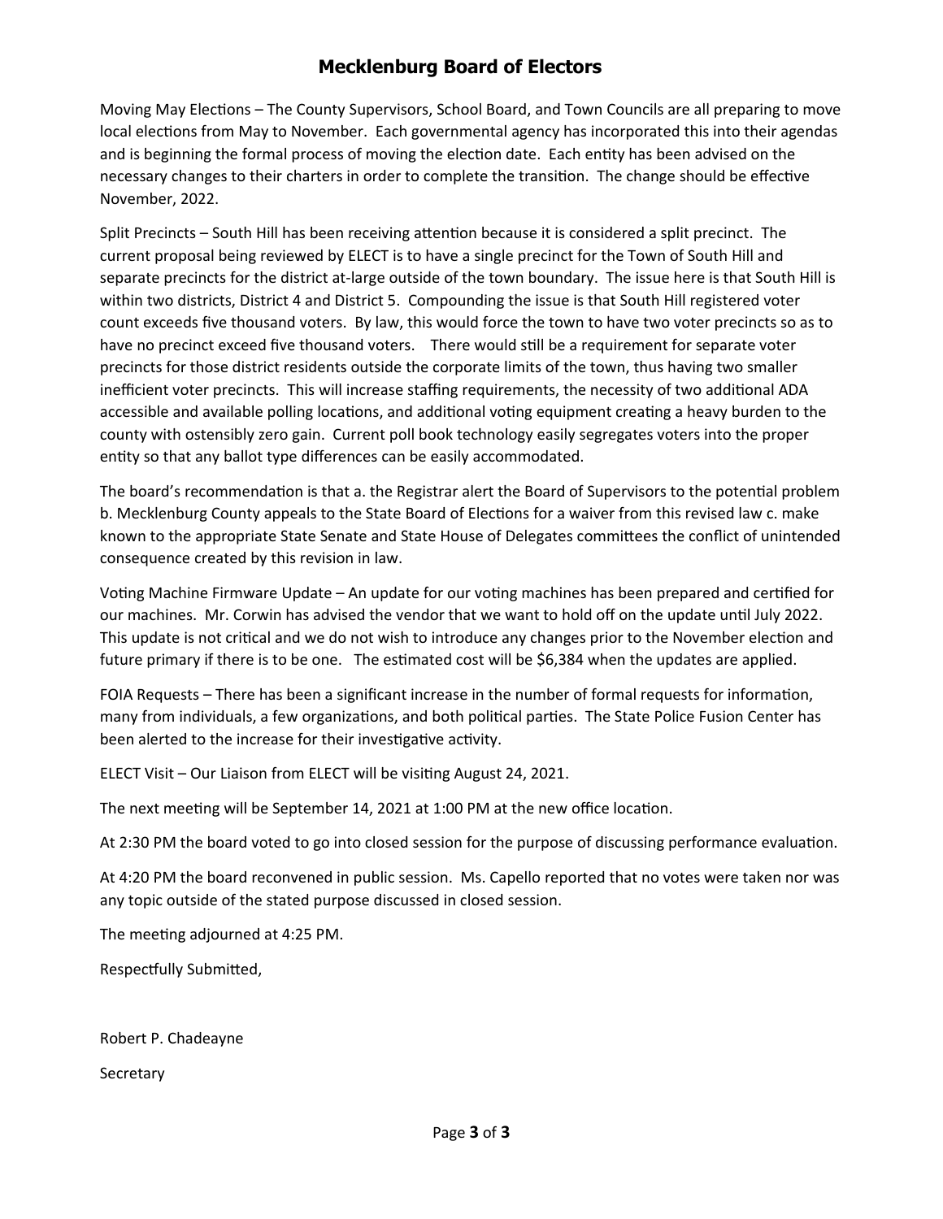Moving May Elections – The County Supervisors, School Board, and Town Councils are all preparing to move local elections from May to November. Each governmental agency has incorporated this into their agendas and is beginning the formal process of moving the election date. Each entity has been advised on the necessary changes to their charters in order to complete the transition. The change should be effective November, 2022.

Split Precincts – South Hill has been receiving attention because it is considered a split precinct. The current proposal being reviewed by ELECT is to have a single precinct for the Town of South Hill and separate precincts for the district at-large outside of the town boundary. The issue here is that South Hill is within two districts, District 4 and District 5. Compounding the issue is that South Hill registered voter count exceeds five thousand voters. By law, this would force the town to have two voter precincts so as to have no precinct exceed five thousand voters. There would still be a requirement for separate voter precincts for those district residents outside the corporate limits of the town, thus having two smaller inefficient voter precincts. This will increase staffing requirements, the necessity of two additional ADA accessible and available polling locations, and additional voting equipment creating a heavy burden to the county with ostensibly zero gain. Current poll book technology easily segregates voters into the proper entity so that any ballot type differences can be easily accommodated.

The board's recommendation is that a. the Registrar alert the Board of Supervisors to the potential problem b. Mecklenburg County appeals to the State Board of Elections for a waiver from this revised law c. make known to the appropriate State Senate and State House of Delegates committees the conflict of unintended consequence created by this revision in law.

Voting Machine Firmware Update – An update for our voting machines has been prepared and certified for our machines. Mr. Corwin has advised the vendor that we want to hold off on the update until July 2022. This update is not critical and we do not wish to introduce any changes prior to the November election and future primary if there is to be one. The estimated cost will be $6,384 when the updates are applied.

FOIA Requests – There has been a significant increase in the number of formal requests for information, many from individuals, a few organizations, and both political parties. The State Police Fusion Center has been alerted to the increase for their investigative activity.

ELECT Visit – Our Liaison from ELECT will be visiting August 24, 2021.

The next meeting will be September 14, 2021 at 1:00 PM at the new office location.

At 2:30 PM the board voted to go into closed session for the purpose of discussing performance evaluation.

At 4:20 PM the board reconvened in public session. Ms. Capello reported that no votes were taken nor was any topic outside of the stated purpose discussed in closed session.

The meeting adjourned at 4:25 PM.

Respectfully Submitted,

Robert P. Chadeayne

Secretary